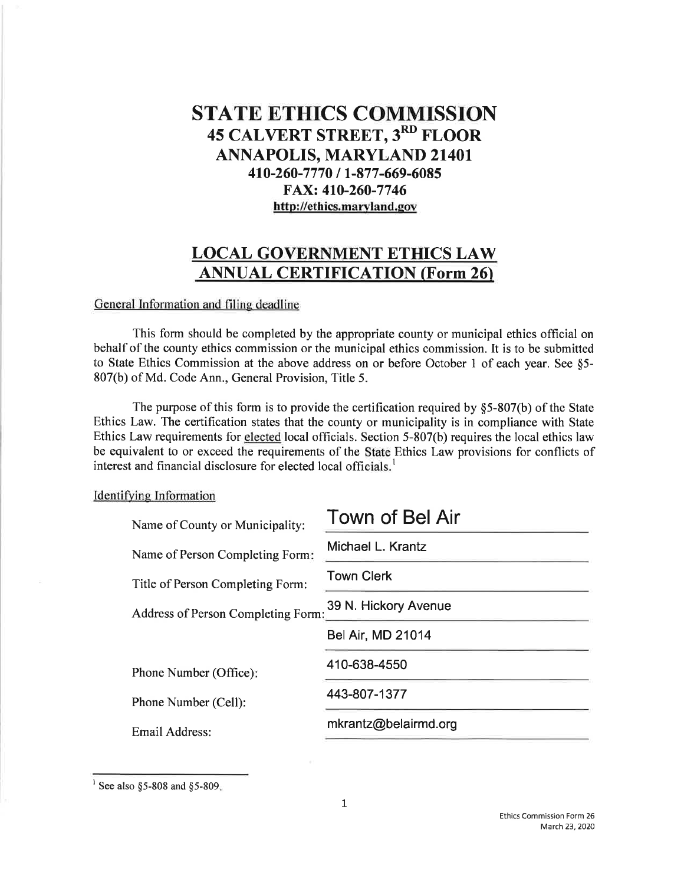# STATE ETHICS COMMISSION
## 45 CALVERT STREET, 3RD FLOOR
## ANNAPOLIS, MARYLAND 21401
### 410-260-7770 / 1-877-669-6085
### FAX: 410-260-7746
### http://ethics.maryland.gov

## LOCAL GOVERNMENT ETHICS LAW ANNUAL CERTIFICATION (Form 26)

General Information and filing deadline

This form should be completed by the appropriate county or municipal ethics official on behalf of the county ethics commission or the municipal ethics commission. It is to be submitted to State Ethics Commission at the above address on or before October 1 of each year. See §5-807(b) of Md. Code Ann., General Provision, Title 5.

The purpose of this form is to provide the certification required by §5-807(b) of the State Ethics Law. The certification states that the county or municipality is in compliance with State Ethics Law requirements for elected local officials. Section 5-807(b) requires the local ethics law be equivalent to or exceed the requirements of the State Ethics Law provisions for conflicts of interest and financial disclosure for elected local officials.[1]

Identifying Information

| | |
|---|---|
| Name of County or Municipality: | Town of Bel Air |
| Name of Person Completing Form: | Michael L. Krantz |
| Title of Person Completing Form: | Town Clerk |
| Address of Person Completing Form: | 39 N. Hickory Avenue |
| | Bel Air, MD 21014 |
| Phone Number (Office): | 410-638-4550 |
| Phone Number (Cell): | 443-807-1377 |
| Email Address: | mkrantz@belairmd.org |

[1] See also §5-808 and §5-809.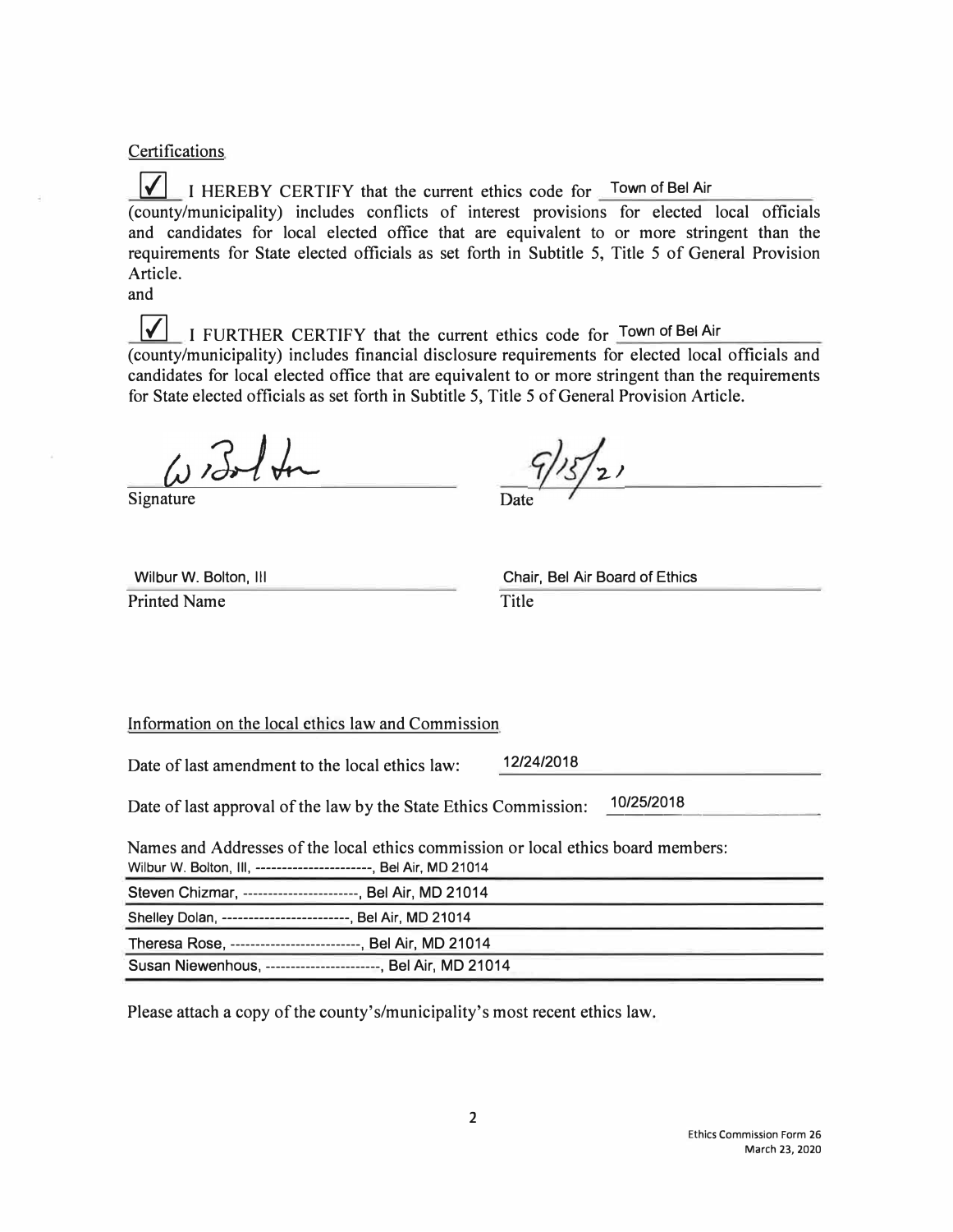Certifications

☑ I HEREBY CERTIFY that the current ethics code for Town of Bel Air (county/municipality) includes conflicts of interest provisions for elected local officials and candidates for local elected office that are equivalent to or more stringent than the requirements for State elected officials as set forth in Subtitle 5, Title 5 of General Provision Article.

and

☑ I FURTHER CERTIFY that the current ethics code for Town of Bel Air (county/municipality) includes financial disclosure requirements for elected local officials and candidates for local elected office that are equivalent to or more stringent than the requirements for State elected officials as set forth in Subtitle 5, Title 5 of General Provision Article.

W Bolton
Signature

9/15/21
Date

Wilbur W. Bolton, III
Printed Name

Chair, Bel Air Board of Ethics
Title

Information on the local ethics law and Commission

Date of last amendment to the local ethics law: 12/24/2018

Date of last approval of the law by the State Ethics Commission: 10/25/2018

Names and Addresses of the local ethics commission or local ethics board members:

Wilbur W. Bolton, III, ----------------------, Bel Air, MD 21014

Steven Chizmar, -----------------------, Bel Air, MD 21014

Shelley Dolan, ------------------------, Bel Air, MD 21014

Theresa Rose, --------------------------, Bel Air, MD 21014

Susan Niewenhous, -----------------------, Bel Air, MD 21014

Please attach a copy of the county's/municipality's most recent ethics law.

Ethics Commission Form 26
March 23, 2020